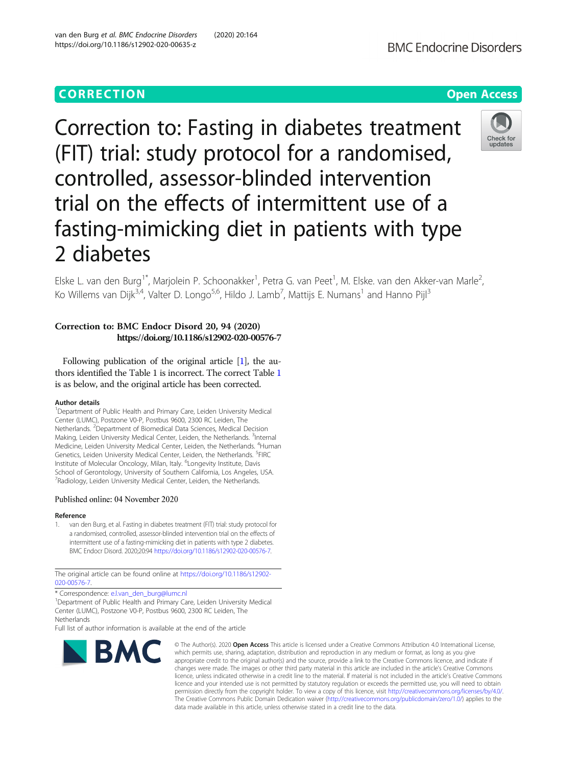CORRECTION Open Access

# Correction to: Fasting in diabetes treatment (FIT) trial: study protocol for a randomised, controlled, assessor-blinded intervention trial on the effects of intermittent use of a fasting-mimicking diet in patients with type 2 diabetes

Elske L. van den Burg[1*], Marjolein P. Schoonakker[1], Petra G. van Peet[1], M. Elske. van den Akker-van Marle[2], Ko Willems van Dijk[3,4], Valter D. Longo[5,6], Hildo J. Lamb[7], Mattijs E. Numans[1] and Hanno Pijl[3]

**Correction to: BMC Endocr Disord 20, 94 (2020)**
**https://doi.org/10.1186/s12902-020-00576-7**

Following publication of the original article [1], the authors identified the Table 1 is incorrect. The correct Table 1 is as below, and the original article has been corrected.

**Author details**

[1]Department of Public Health and Primary Care, Leiden University Medical Center (LUMC), Postzone V0-P, Postbus 9600, 2300 RC Leiden, The Netherlands. [2]Department of Biomedical Data Sciences, Medical Decision Making, Leiden University Medical Center, Leiden, the Netherlands. [3]Internal Medicine, Leiden University Medical Center, Leiden, the Netherlands. [4]Human Genetics, Leiden University Medical Center, Leiden, the Netherlands. [5]FIRC Institute of Molecular Oncology, Milan, Italy. [6]Longevity Institute, Davis School of Gerontology, University of Southern California, Los Angeles, USA. [7]Radiology, Leiden University Medical Center, Leiden, the Netherlands.

Published online: 04 November 2020

**Reference**

1. van den Burg, et al. Fasting in diabetes treatment (FIT) trial: study protocol for a randomised, controlled, assessor-blinded intervention trial on the effects of intermittent use of a fasting-mimicking diet in patients with type 2 diabetes. BMC Endocr Disord. 2020;20:94 https://doi.org/10.1186/s12902-020-00576-7.

The original article can be found online at https://doi.org/10.1186/s12902-020-00576-7.

\* Correspondence: e.l.van_den_burg@lumc.nl

[1]Department of Public Health and Primary Care, Leiden University Medical Center (LUMC), Postzone V0-P, Postbus 9600, 2300 RC Leiden, The Netherlands

Full list of author information is available at the end of the article

© The Author(s). 2020 **Open Access** This article is licensed under a Creative Commons Attribution 4.0 International License, which permits use, sharing, adaptation, distribution and reproduction in any medium or format, as long as you give appropriate credit to the original author(s) and the source, provide a link to the Creative Commons licence, and indicate if changes were made. The images or other third party material in this article are included in the article's Creative Commons licence, unless indicated otherwise in a credit line to the material. If material is not included in the article's Creative Commons licence and your intended use is not permitted by statutory regulation or exceeds the permitted use, you will need to obtain permission directly from the copyright holder. To view a copy of this licence, visit http://creativecommons.org/licenses/by/4.0/. The Creative Commons Public Domain Dedication waiver (http://creativecommons.org/publicdomain/zero/1.0/) applies to the data made available in this article, unless otherwise stated in a credit line to the data.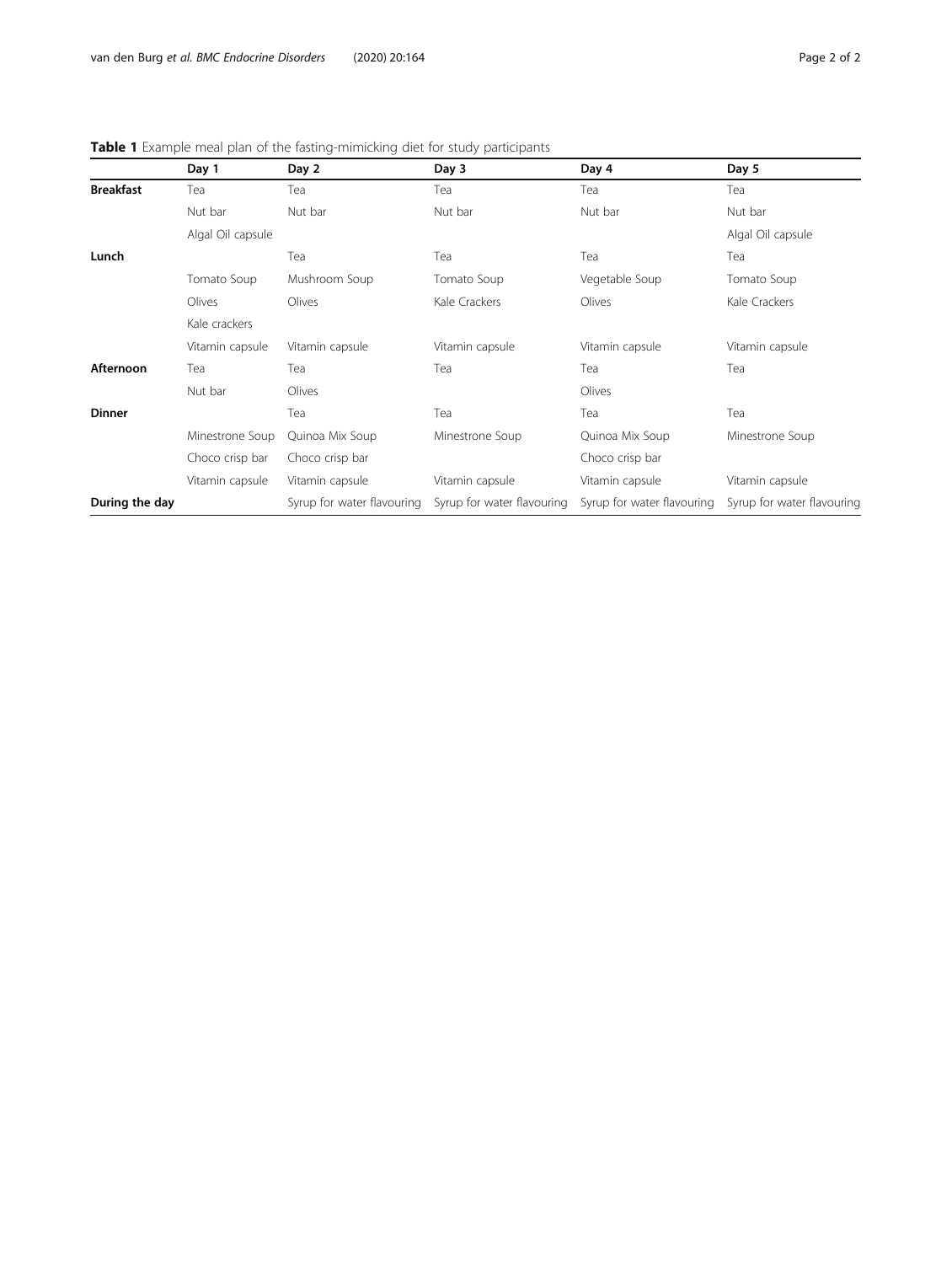**Table 1** Example meal plan of the fasting-mimicking diet for study participants

| | Day 1 | Day 2 | Day 3 | Day 4 | Day 5 |
|---|---|---|---|---|---|
| **Breakfast** | Tea | Tea | Tea | Tea | Tea |
| | Nut bar | Nut bar | Nut bar | Nut bar | Nut bar |
| | Algal Oil capsule | | | | Algal Oil capsule |
| **Lunch** | | Tea | Tea | Tea | Tea |
| | Tomato Soup | Mushroom Soup | Tomato Soup | Vegetable Soup | Tomato Soup |
| | Olives | Olives | Kale Crackers | Olives | Kale Crackers |
| | Kale crackers | | | | |
| | Vitamin capsule | Vitamin capsule | Vitamin capsule | Vitamin capsule | Vitamin capsule |
| **Afternoon** | Tea | Tea | Tea | Tea | Tea |
| | Nut bar | Olives | | Olives | |
| **Dinner** | | Tea | Tea | Tea | Tea |
| | Minestrone Soup | Quinoa Mix Soup | Minestrone Soup | Quinoa Mix Soup | Minestrone Soup |
| | Choco crisp bar | Choco crisp bar | | Choco crisp bar | |
| | Vitamin capsule | Vitamin capsule | Vitamin capsule | Vitamin capsule | Vitamin capsule |
| **During the day** | | Syrup for water flavouring | Syrup for water flavouring | Syrup for water flavouring | Syrup for water flavouring |